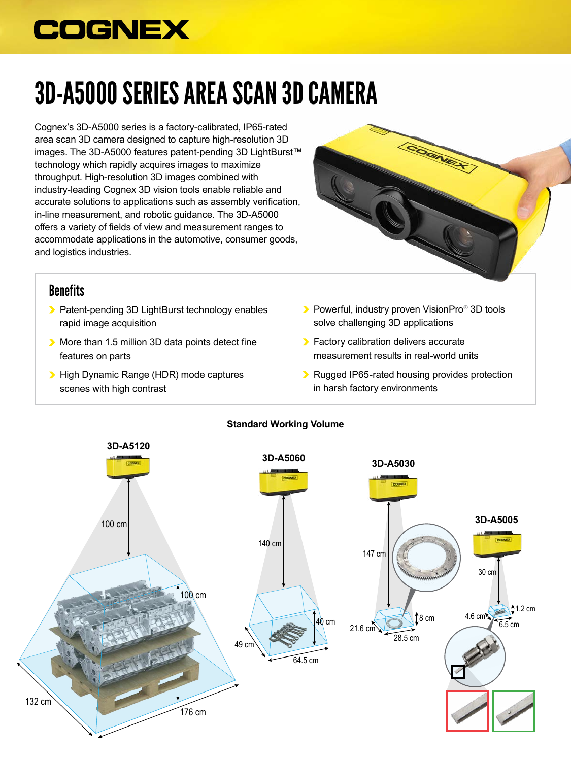COGNEX

# 3D-A5000 SERIES AREA SCAN 3D CAMERA

Cognex's 3D-A5000 series is a factory-calibrated, IP65-rated area scan 3D camera designed to capture high-resolution 3D images. The 3D-A5000 features patent-pending 3D LightBurst™ technology which rapidly acquires images to maximize throughput. High-resolution 3D images combined with industry-leading Cognex 3D vision tools enable reliable and accurate solutions to applications such as assembly verification, in-line measurement, and robotic guidance. The 3D-A5000 offers a variety of fields of view and measurement ranges to accommodate applications in the automotive, consumer goods, and logistics industries.

## Benefits

- Patent-pending 3D LightBurst technology enables rapid image acquisition
- More than 1.5 million 3D data points detect fine features on parts
- High Dynamic Range (HDR) mode captures scenes with high contrast
- Powerful, industry proven VisionPro® 3D tools solve challenging 3D applications
- Factory calibration delivers accurate measurement results in real-world units
- Rugged IP65-rated housing provides protection in harsh factory environments

**Standard Working Volume**

**3D-A5120**: 100 cm; 100 cm; 132 cm; 176 cm

**3D-A5060**: 140 cm; 40 cm; 49 cm; 64.5 cm

**3D-A5030**: 147 cm; 8 cm; 21.6 cm; 28.5 cm

**3D-A5005**: 30 cm; 1.2 cm; 4.6 cm; 6.5 cm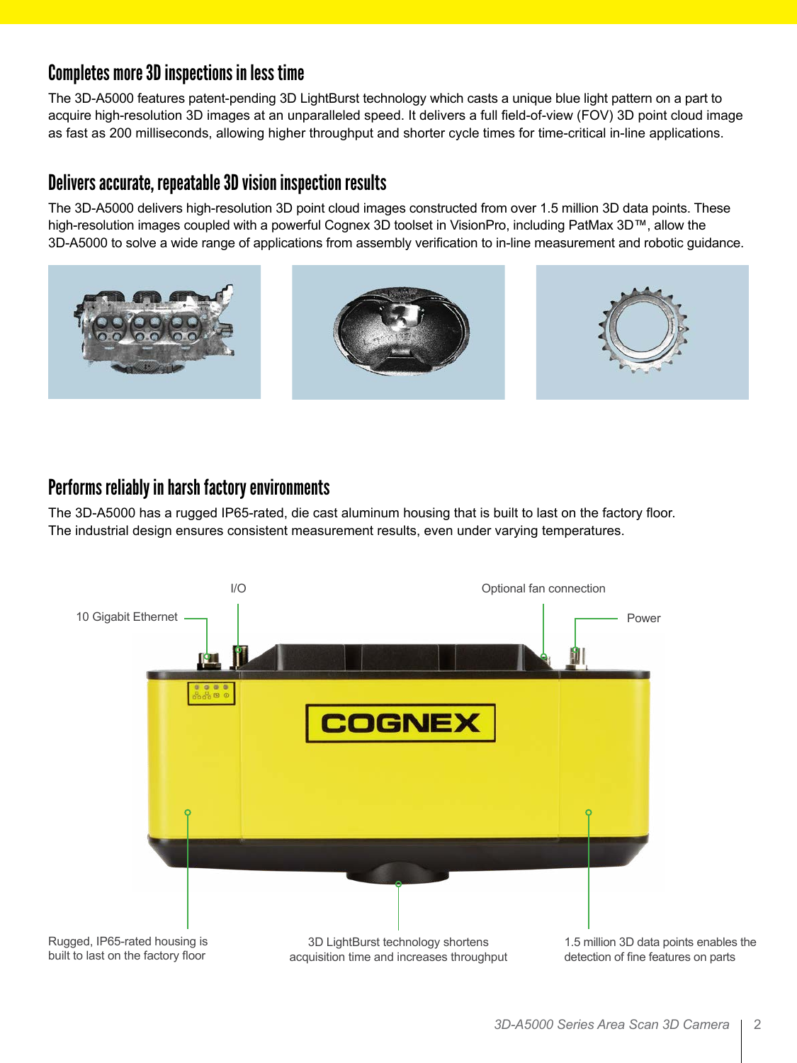## Completes more 3D inspections in less time

The 3D-A5000 features patent-pending 3D LightBurst technology which casts a unique blue light pattern on a part to acquire high-resolution 3D images at an unparalleled speed. It delivers a full field-of-view (FOV) 3D point cloud image as fast as 200 milliseconds, allowing higher throughput and shorter cycle times for time-critical in-line applications.

## Delivers accurate, repeatable 3D vision inspection results

The 3D-A5000 delivers high-resolution 3D point cloud images constructed from over 1.5 million 3D data points. These high-resolution images coupled with a powerful Cognex 3D toolset in VisionPro, including PatMax 3D™, allow the 3D-A5000 to solve a wide range of applications from assembly verification to in-line measurement and robotic guidance.

## Performs reliably in harsh factory environments

The 3D-A5000 has a rugged IP65-rated, die cast aluminum housing that is built to last on the factory floor. The industrial design ensures consistent measurement results, even under varying temperatures.

I/O

Optional fan connection

10 Gigabit Ethernet

Power

Rugged, IP65-rated housing is built to last on the factory floor

3D LightBurst technology shortens acquisition time and increases throughput

1.5 million 3D data points enables the detection of fine features on parts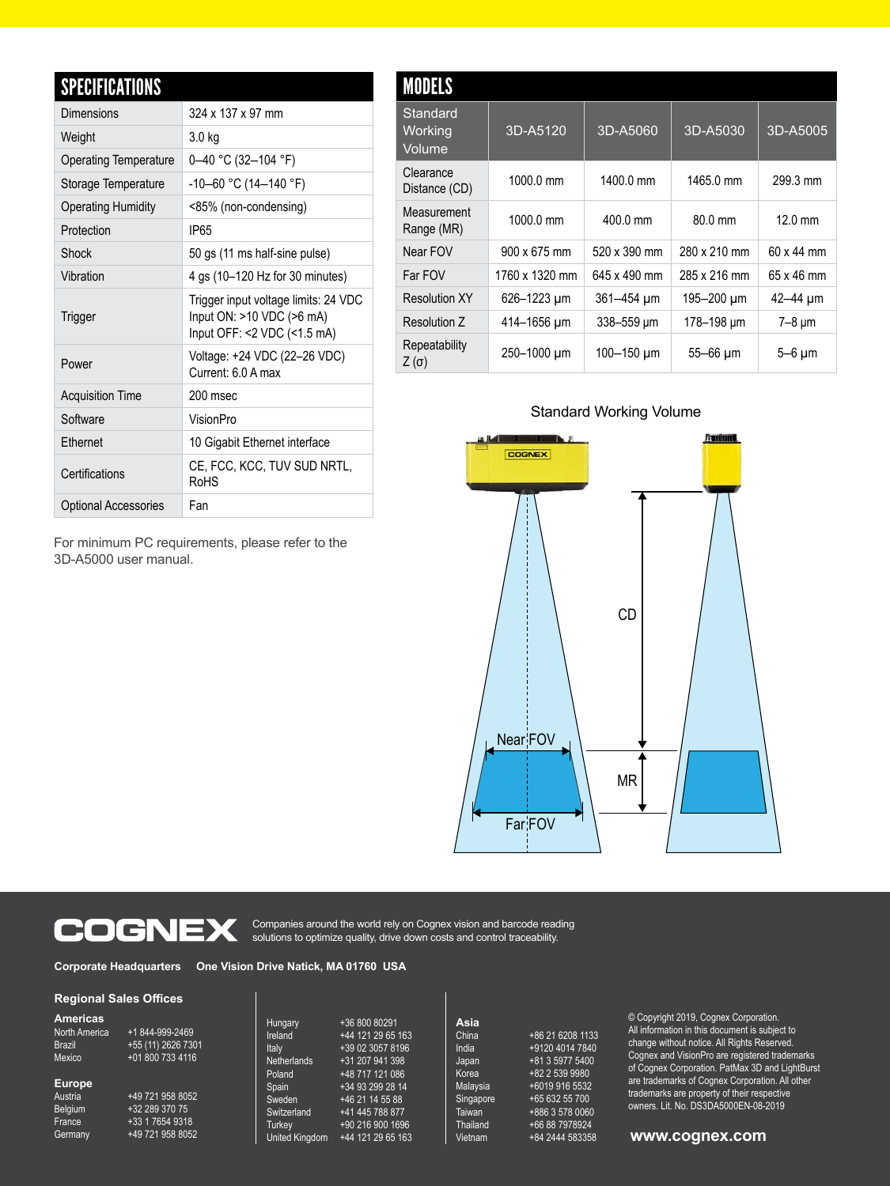## SPECIFICATIONS

| | |
|---|---|
| Dimensions | 324 x 137 x 97 mm |
| Weight | 3.0 kg |
| Operating Temperature | 0–40 °C (32–104 °F) |
| Storage Temperature | -10–60 °C (14–140 °F) |
| Operating Humidity | <85% (non-condensing) |
| Protection | IP65 |
| Shock | 50 gs (11 ms half-sine pulse) |
| Vibration | 4 gs (10–120 Hz for 30 minutes) |
| Trigger | Trigger input voltage limits: 24 VDC<br>Input ON: >10 VDC (>6 mA)<br>Input OFF: <2 VDC (<1.5 mA) |
| Power | Voltage: +24 VDC (22–26 VDC)<br>Current: 6.0 A max |
| Acquisition Time | 200 msec |
| Software | VisionPro |
| Ethernet | 10 Gigabit Ethernet interface |
| Certifications | CE, FCC, KCC, TUV SUD NRTL, RoHS |
| Optional Accessories | Fan |

For minimum PC requirements, please refer to the 3D-A5000 user manual.

## MODELS

| Standard Working Volume | 3D-A5120 | 3D-A5060 | 3D-A5030 | 3D-A5005 |
|---|---|---|---|---|
| Clearance Distance (CD) | 1000.0 mm | 1400.0 mm | 1465.0 mm | 299.3 mm |
| Measurement Range (MR) | 1000.0 mm | 400.0 mm | 80.0 mm | 12.0 mm |
| Near FOV | 900 x 675 mm | 520 x 390 mm | 280 x 210 mm | 60 x 44 mm |
| Far FOV | 1760 x 1320 mm | 645 x 490 mm | 285 x 216 mm | 65 x 46 mm |
| Resolution XY | 626–1223 µm | 361–454 µm | 195–200 µm | 42–44 µm |
| Resolution Z | 414–1656 µm | 338–559 µm | 178–198 µm | 7–8 µm |
| Repeatability Z (σ) | 250–1000 µm | 100–150 µm | 55–66 µm | 5–6 µm |

Standard Working Volume

COGNEX
CD
Near FOV
MR
Far FOV

**COGNEX** Companies around the world rely on Cognex vision and barcode reading solutions to optimize quality, drive down costs and control traceability.

**Corporate Headquarters** **One Vision Drive Natick, MA 01760 USA**

### Regional Sales Offices

**Americas**

| | |
|---|---|
| North America | +1 844-999-2469 |
| Brazil | +55 (11) 2626 7301 |
| Mexico | +01 800 733 4116 |

**Europe**

| | |
|---|---|
| Austria | +49 721 958 8052 |
| Belgium | +32 289 370 75 |
| France | +33 1 7654 9318 |
| Germany | +49 721 958 8052 |
| Hungary | +36 800 80291 |
| Ireland | +44 121 29 65 163 |
| Italy | +39 02 3057 8196 |
| Netherlands | +31 207 941 398 |
| Poland | +48 717 121 086 |
| Spain | +34 93 299 28 14 |
| Sweden | +46 21 14 55 88 |
| Switzerland | +41 445 788 877 |
| Turkey | +90 216 900 1696 |
| United Kingdom | +44 121 29 65 163 |

**Asia**

| | |
|---|---|
| China | +86 21 6208 1133 |
| India | +9120 4014 7840 |
| Japan | +81 3 5977 5400 |
| Korea | +82 2 539 9980 |
| Malaysia | +6019 916 5532 |
| Singapore | +65 632 55 700 |
| Taiwan | +886 3 578 0060 |
| Thailand | +66 88 7978924 |
| Vietnam | +84 2444 583358 |

© Copyright 2019, Cognex Corporation. All information in this document is subject to change without notice. All Rights Reserved. Cognex and VisionPro are registered trademarks of Cognex Corporation. PatMax 3D and LightBurst are trademarks of Cognex Corporation. All other trademarks are property of their respective owners. Lit. No. DS3DA5000EN-08-2019

**www.cognex.com**